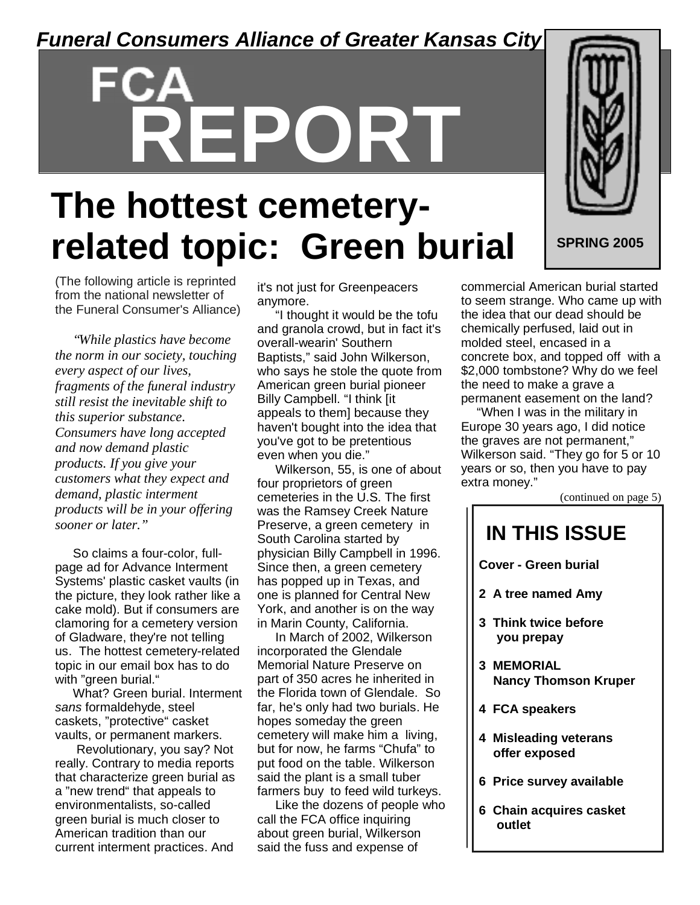*Funeral Consumers Alliance of Greater Kansas City*

# FCA REPORT

**SPRING 2005**

# The hottest cemetery-related topic: Green burial

(The following article is reprinted from the national newsletter of the Funeral Consumer's Alliance)

*"While plastics have become the norm in our society, touching every aspect of our lives, fragments of the funeral industry still resist the inevitable shift to this superior substance. Consumers have long accepted and now demand plastic products. If you give your customers what they expect and demand, plastic interment products will be in your offering sooner or later."*

So claims a four-color, full-page ad for Advance Interment Systems' plastic casket vaults (in the picture, they look rather like a cake mold). But if consumers are clamoring for a cemetery version of Gladware, they're not telling us. The hottest cemetery-related topic in our email box has to do with "green burial."

What? Green burial. Interment *sans* formaldehyde, steel caskets, "protective" casket vaults, or permanent markers.

Revolutionary, you say? Not really. Contrary to media reports that characterize green burial as a "new trend" that appeals to environmentalists, so-called green burial is much closer to American tradition than our current interment practices. And it's not just for Greenpeacers anymore.

"I thought it would be the tofu and granola crowd, but in fact it's overall-wearin' Southern Baptists," said John Wilkerson, who says he stole the quote from American green burial pioneer Billy Campbell. "I think [it appeals to them] because they haven't bought into the idea that you've got to be pretentious even when you die."

Wilkerson, 55, is one of about four proprietors of green cemeteries in the U.S. The first was the Ramsey Creek Nature Preserve, a green cemetery in South Carolina started by physician Billy Campbell in 1996. Since then, a green cemetery has popped up in Texas, and one is planned for Central New York, and another is on the way in Marin County, California.

In March of 2002, Wilkerson incorporated the Glendale Memorial Nature Preserve on part of 350 acres he inherited in the Florida town of Glendale. So far, he's only had two burials. He hopes someday the green cemetery will make him a living, but for now, he farms "Chufa" to put food on the table. Wilkerson said the plant is a small tuber farmers buy to feed wild turkeys.

Like the dozens of people who call the FCA office inquiring about green burial, Wilkerson said the fuss and expense of commercial American burial started to seem strange. Who came up with the idea that our dead should be chemically perfused, laid out in molded steel, encased in a concrete box, and topped off with a $2,000 tombstone? Why do we feel the need to make a grave a permanent easement on the land?

"When I was in the military in Europe 30 years ago, I did notice the graves are not permanent," Wilkerson said. "They go for 5 or 10 years or so, then you have to pay extra money."

(continued on page 5)

## IN THIS ISSUE

**Cover - Green burial**

**2 A tree named Amy**

**3 Think twice before you prepay**

**3 MEMORIAL Nancy Thomson Kruper**

**4 FCA speakers**

**4 Misleading veterans offer exposed**

**6 Price survey available**

**6 Chain acquires casket outlet**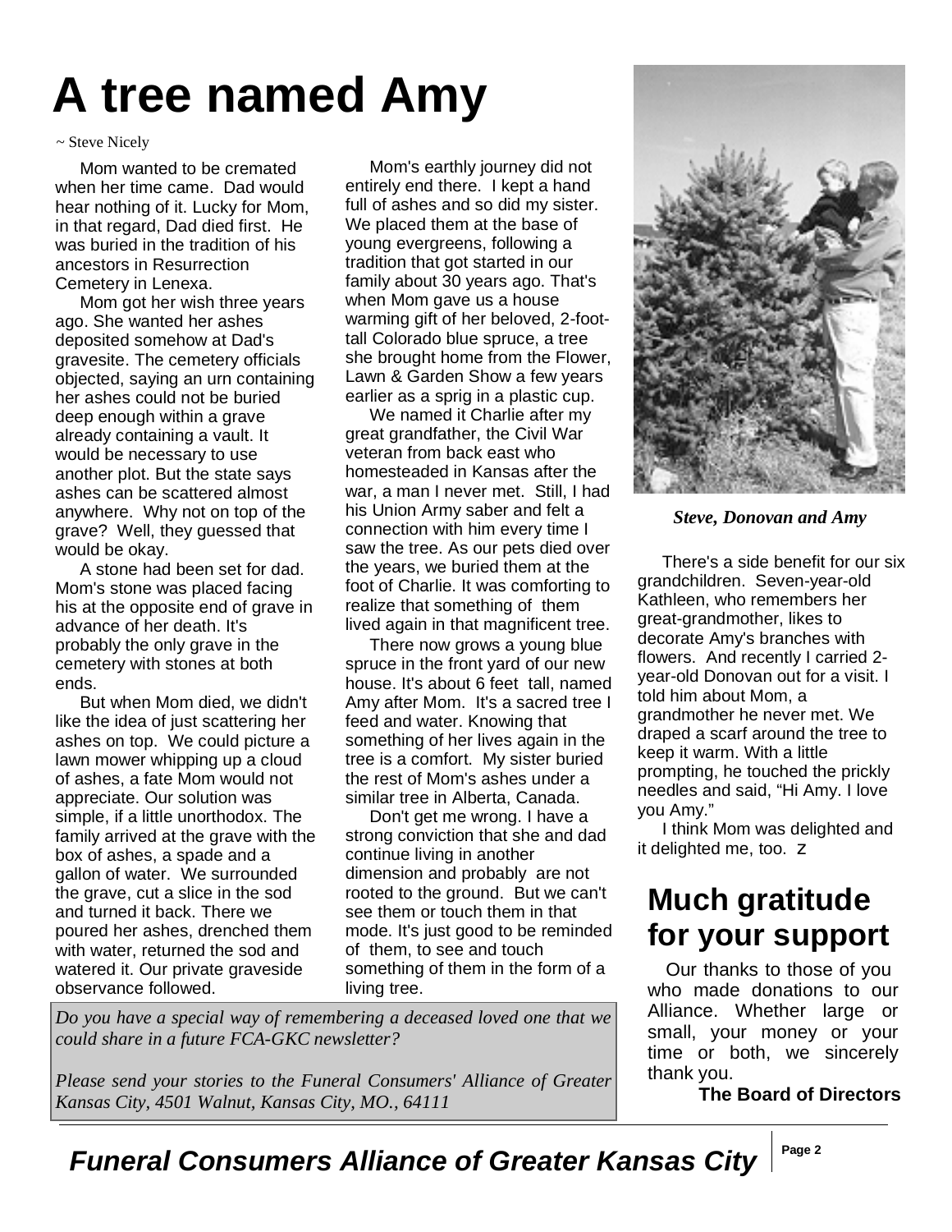# A tree named Amy

~ Steve Nicely

Mom wanted to be cremated when her time came. Dad would hear nothing of it. Lucky for Mom, in that regard, Dad died first. He was buried in the tradition of his ancestors in Resurrection Cemetery in Lenexa.

Mom got her wish three years ago. She wanted her ashes deposited somehow at Dad's gravesite. The cemetery officials objected, saying an urn containing her ashes could not be buried deep enough within a grave already containing a vault. It would be necessary to use another plot. But the state says ashes can be scattered almost anywhere. Why not on top of the grave? Well, they guessed that would be okay.

A stone had been set for dad. Mom's stone was placed facing his at the opposite end of grave in advance of her death. It's probably the only grave in the cemetery with stones at both ends.

But when Mom died, we didn't like the idea of just scattering her ashes on top. We could picture a lawn mower whipping up a cloud of ashes, a fate Mom would not appreciate. Our solution was simple, if a little unorthodox. The family arrived at the grave with the box of ashes, a spade and a gallon of water. We surrounded the grave, cut a slice in the sod and turned it back. There we poured her ashes, drenched them with water, returned the sod and watered it. Our private graveside observance followed.

Mom's earthly journey did not entirely end there. I kept a hand full of ashes and so did my sister. We placed them at the base of young evergreens, following a tradition that got started in our family about 30 years ago. That's when Mom gave us a house warming gift of her beloved, 2-foot-tall Colorado blue spruce, a tree she brought home from the Flower, Lawn & Garden Show a few years earlier as a sprig in a plastic cup.

We named it Charlie after my great grandfather, the Civil War veteran from back east who homesteaded in Kansas after the war, a man I never met. Still, I had his Union Army saber and felt a connection with him every time I saw the tree. As our pets died over the years, we buried them at the foot of Charlie. It was comforting to realize that something of them lived again in that magnificent tree.

There now grows a young blue spruce in the front yard of our new house. It's about 6 feet tall, named Amy after Mom. It's a sacred tree I feed and water. Knowing that something of her lives again in the tree is a comfort. My sister buried the rest of Mom's ashes under a similar tree in Alberta, Canada.

Don't get me wrong. I have a strong conviction that she and dad continue living in another dimension and probably are not rooted to the ground. But we can't see them or touch them in that mode. It's just good to be reminded of them, to see and touch something of them in the form of a living tree.

***Steve, Donovan and Amy***

There's a side benefit for our six grandchildren. Seven-year-old Kathleen, who remembers her great-grandmother, likes to decorate Amy's branches with flowers. And recently I carried 2-year-old Donovan out for a visit. I told him about Mom, a grandmother he never met. We draped a scarf around the tree to keep it warm. With a little prompting, he touched the prickly needles and said, "Hi Amy. I love you Amy."

I think Mom was delighted and it delighted me, too. z

*Do you have a special way of remembering a deceased loved one that we could share in a future FCA-GKC newsletter?*

*Please send your stories to the Funeral Consumers' Alliance of Greater Kansas City, 4501 Walnut, Kansas City, MO., 64111*

## Much gratitude for your support

Our thanks to those of you who made donations to our Alliance. Whether large or small, your money or your time or both, we sincerely thank you.

**The Board of Directors**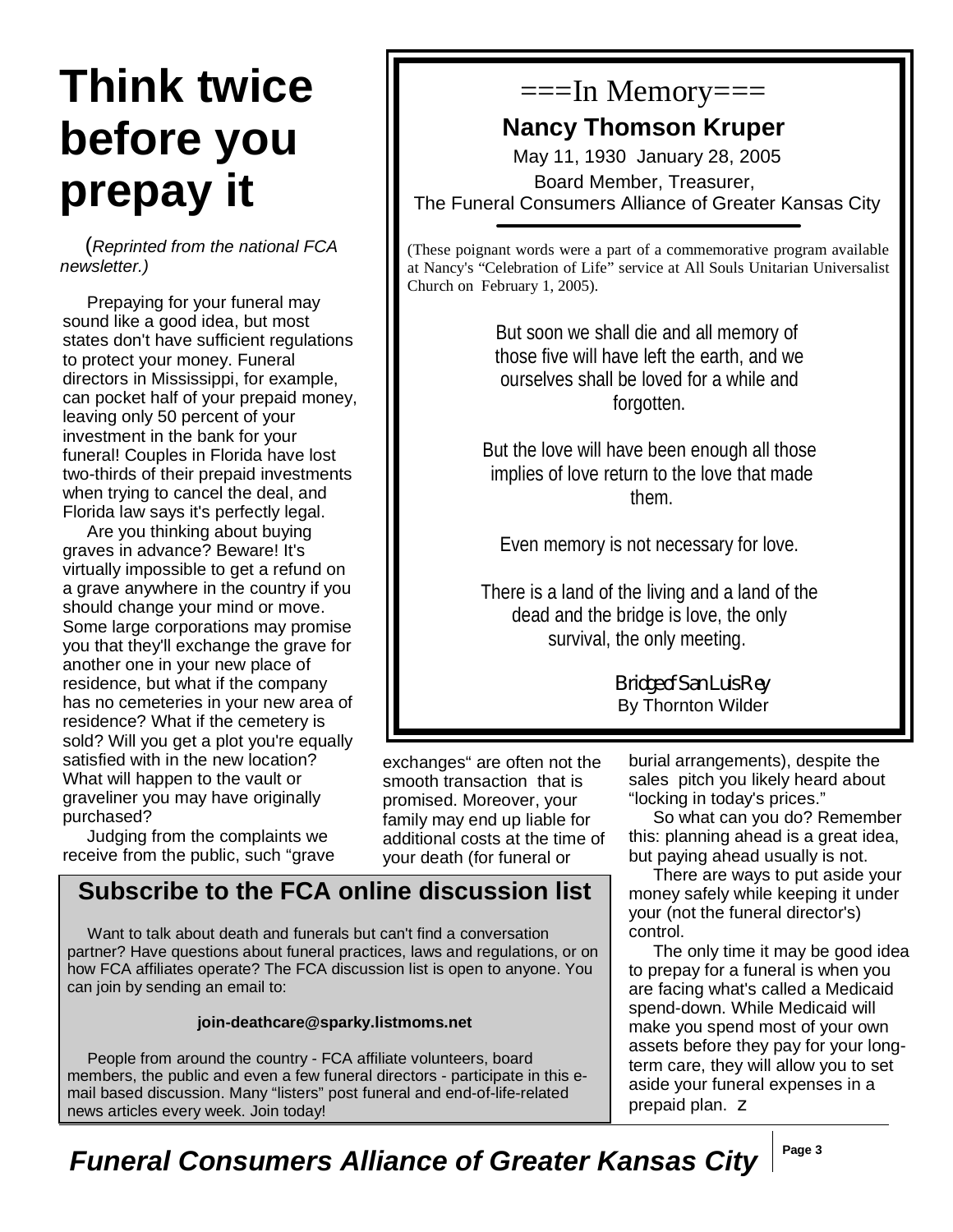# Think twice before you prepay it

(*Reprinted from the national FCA newsletter.)*

Prepaying for your funeral may sound like a good idea, but most states don't have sufficient regulations to protect your money. Funeral directors in Mississippi, for example, can pocket half of your prepaid money, leaving only 50 percent of your investment in the bank for your funeral! Couples in Florida have lost two-thirds of their prepaid investments when trying to cancel the deal, and Florida law says it's perfectly legal.

Are you thinking about buying graves in advance? Beware! It's virtually impossible to get a refund on a grave anywhere in the country if you should change your mind or move. Some large corporations may promise you that they'll exchange the grave for another one in your new place of residence, but what if the company has no cemeteries in your new area of residence? What if the cemetery is sold? Will you get a plot you're equally satisfied with in the new location? What will happen to the vault or graveliner you may have originally purchased?

Judging from the complaints we receive from the public, such "grave exchanges" are often not the smooth transaction that is promised. Moreover, your family may end up liable for additional costs at the time of your death (for funeral or burial arrangements), despite the sales pitch you likely heard about "locking in today's prices."

So what can you do? Remember this: planning ahead is a great idea, but paying ahead usually is not.

There are ways to put aside your money safely while keeping it under your (not the funeral director's) control.

The only time it may be good idea to prepay for a funeral is when you are facing what's called a Medicaid spend-down. While Medicaid will make you spend most of your own assets before they pay for your long-term care, they will allow you to set aside your funeral expenses in a prepaid plan.

## ===In Memory===

### Nancy Thomson Kruper

May 11, 1930 January 28, 2005

Board Member, Treasurer,
The Funeral Consumers Alliance of Greater Kansas City

(These poignant words were a part of a commemorative program available at Nancy's "Celebration of Life" service at All Souls Unitarian Universalist Church on February 1, 2005).

But soon we shall die and all memory of those five will have left the earth, and we ourselves shall be loved for a while and forgotten.

But the love will have been enough all those implies of love return to the love that made them.

Even memory is not necessary for love.

There is a land of the living and a land of the dead and the bridge is love, the only survival, the only meeting.

*Bridge of San Luis Rey*
By Thornton Wilder

## Subscribe to the FCA online discussion list

Want to talk about death and funerals but can't find a conversation partner? Have questions about funeral practices, laws and regulations, or on how FCA affiliates operate? The FCA discussion list is open to anyone. You can join by sending an email to:

**join-deathcare@sparky.listmoms.net**

People from around the country - FCA affiliate volunteers, board members, the public and even a few funeral directors - participate in this e-mail based discussion. Many "listers" post funeral and end-of-life-related news articles every week. Join today!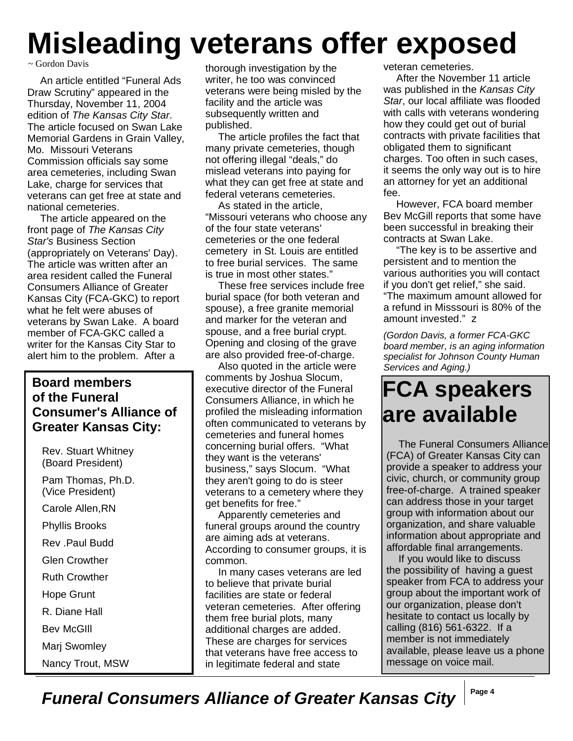# Misleading veterans offer exposed

~ Gordon Davis

An article entitled "Funeral Ads Draw Scrutiny" appeared in the Thursday, November 11, 2004 edition of *The Kansas City Star*. The article focused on Swan Lake Memorial Gardens in Grain Valley, Mo. Missouri Veterans Commission officials say some area cemeteries, including Swan Lake, charge for services that veterans can get free at state and national cemeteries.

The article appeared on the front page of *The Kansas City Star's* Business Section (appropriately on Veterans' Day). The article was written after an area resident called the Funeral Consumers Alliance of Greater Kansas City (FCA-GKC) to report what he felt were abuses of veterans by Swan Lake. A board member of FCA-GKC called a writer for the Kansas City Star to alert him to the problem. After a thorough investigation by the writer, he too was convinced veterans were being misled by the facility and the article was subsequently written and published.

The article profiles the fact that many private cemeteries, though not offering illegal "deals," do mislead veterans into paying for what they can get free at state and federal veterans cemeteries.

As stated in the article, "Missouri veterans who choose any of the four state veterans' cemeteries or the one federal cemetery in St. Louis are entitled to free burial services. The same is true in most other states."

These free services include free burial space (for both veteran and spouse), a free granite memorial and marker for the veteran and spouse, and a free burial crypt. Opening and closing of the grave are also provided free-of-charge.

Also quoted in the article were comments by Joshua Slocum, executive director of the Funeral Consumers Alliance, in which he profiled the misleading information often communicated to veterans by cemeteries and funeral homes concerning burial offers. "What they want is the veterans' business," says Slocum. "What they aren't going to do is steer veterans to a cemetery where they get benefits for free."

Apparently cemeteries and funeral groups around the country are aiming ads at veterans. According to consumer groups, it is common.

In many cases veterans are led to believe that private burial facilities are state or federal veteran cemeteries. After offering them free burial plots, many additional charges are added. These are charges for services that veterans have free access to in legitimate federal and state veteran cemeteries.

After the November 11 article was published in the *Kansas City Star*, our local affiliate was flooded with calls with veterans wondering how they could get out of burial contracts with private facilities that obligated them to significant charges. Too often in such cases, it seems the only way out is to hire an attorney for yet an additional fee.

However, FCA board member Bev McGill reports that some have been successful in breaking their contracts at Swan Lake.

"The key is to be assertive and persistent and to mention the various authorities you will contact if you don't get relief," she said. "The maximum amount allowed for a refund in Misssouri is 80% of the amount invested." z

*(Gordon Davis, a former FCA-GKC board member, is an aging information specialist for Johnson County Human Services and Aging.)*

**Board members of the Funeral Consumer's Alliance of Greater Kansas City:**

- Rev. Stuart Whitney (Board President)
- Pam Thomas, Ph.D. (Vice President)
- Carole Allen,RN
- Phyllis Brooks
- Rev .Paul Budd
- Glen Crowther
- Ruth Crowther
- Hope Grunt
- R. Diane Hall
- Bev McGIll
- Marj Swomley
- Nancy Trout, MSW

## FCA speakers are available

The Funeral Consumers Alliance (FCA) of Greater Kansas City can provide a speaker to address your civic, church, or community group free-of-charge. A trained speaker can address those in your target group with information about our organization, and share valuable information about appropriate and affordable final arrangements.

If you would like to discuss the possibility of having a guest speaker from FCA to address your group about the important work of our organization, please don't hesitate to contact us locally by calling (816) 561-6322. If a member is not immediately available, please leave us a phone message on voice mail.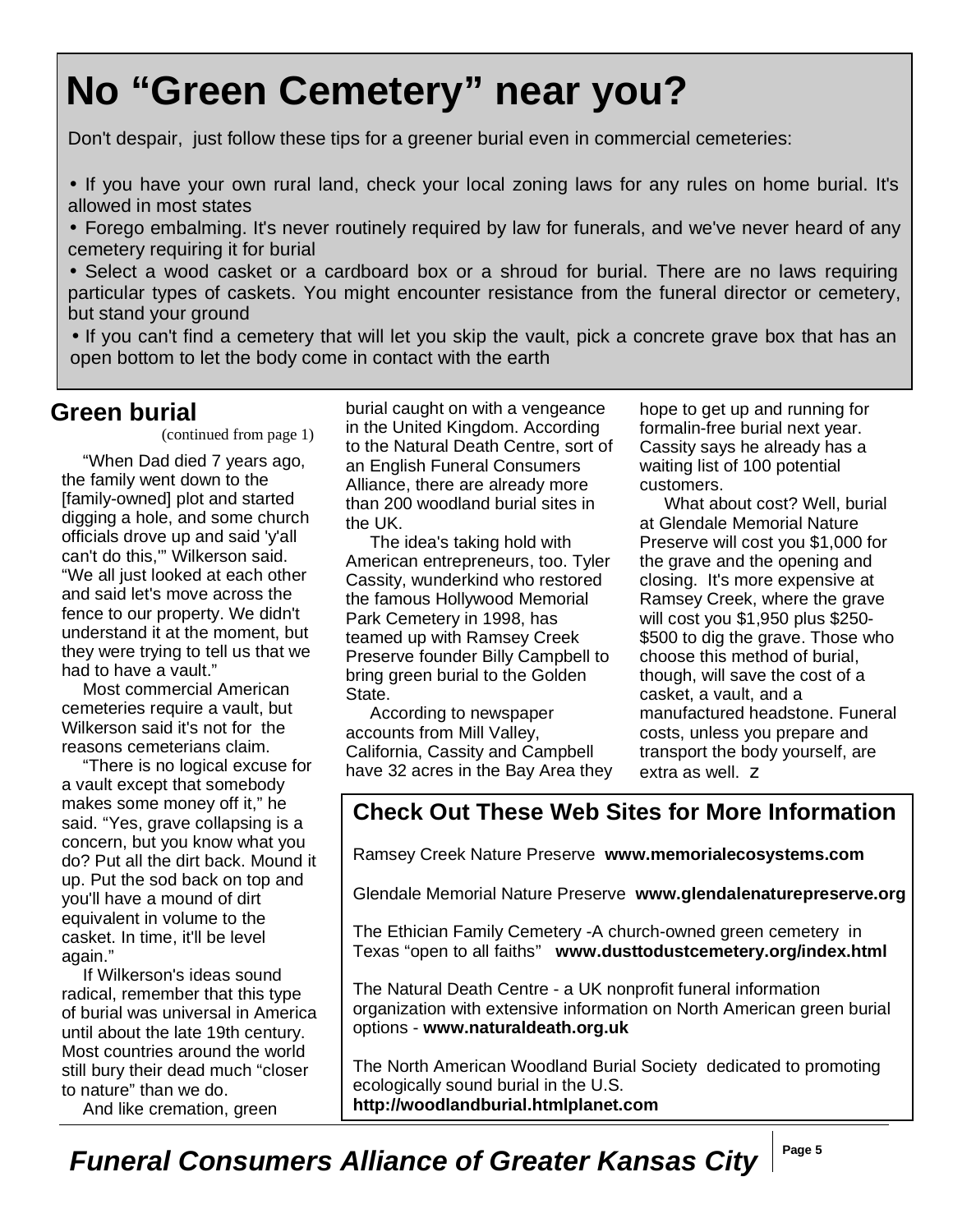# No “Green Cemetery” near you?

Don't despair, just follow these tips for a greener burial even in commercial cemeteries:

- If you have your own rural land, check your local zoning laws for any rules on home burial. It's allowed in most states
- Forego embalming. It's never routinely required by law for funerals, and we've never heard of any cemetery requiring it for burial
- Select a wood casket or a cardboard box or a shroud for burial. There are no laws requiring particular types of caskets. You might encounter resistance from the funeral director or cemetery, but stand your ground
- If you can't find a cemetery that will let you skip the vault, pick a concrete grave box that has an open bottom to let the body come in contact with the earth

## Green burial

(continued from page 1)

“When Dad died 7 years ago, the family went down to the [family-owned] plot and started digging a hole, and some church officials drove up and said 'y'all can't do this,'” Wilkerson said. “We all just looked at each other and said let's move across the fence to our property. We didn't understand it at the moment, but they were trying to tell us that we had to have a vault.”

Most commercial American cemeteries require a vault, but Wilkerson said it's not for the reasons cemeterians claim.

“There is no logical excuse for a vault except that somebody makes some money off it,” he said. “Yes, grave collapsing is a concern, but you know what you do? Put all the dirt back. Mound it up. Put the sod back on top and you'll have a mound of dirt equivalent in volume to the casket. In time, it'll be level again.”

If Wilkerson's ideas sound radical, remember that this type of burial was universal in America until about the late 19th century. Most countries around the world still bury their dead much “closer to nature” than we do.

And like cremation, green burial caught on with a vengeance in the United Kingdom. According to the Natural Death Centre, sort of an English Funeral Consumers Alliance, there are already more than 200 woodland burial sites in the UK.

The idea's taking hold with American entrepreneurs, too. Tyler Cassity, wunderkind who restored the famous Hollywood Memorial Park Cemetery in 1998, has teamed up with Ramsey Creek Preserve founder Billy Campbell to bring green burial to the Golden State.

According to newspaper accounts from Mill Valley, California, Cassity and Campbell have 32 acres in the Bay Area they hope to get up and running for formalin-free burial next year. Cassity says he already has a waiting list of 100 potential customers.

What about cost? Well, burial at Glendale Memorial Nature Preserve will cost you $1,000 for the grave and the opening and closing. It's more expensive at Ramsey Creek, where the grave will cost you $1,950 plus $250-$500 to dig the grave. Those who choose this method of burial, though, will save the cost of a casket, a vault, and a manufactured headstone. Funeral costs, unless you prepare and transport the body yourself, are extra as well. z

## Check Out These Web Sites for More Information

Ramsey Creek Nature Preserve **www.memorialecosystems.com**

Glendale Memorial Nature Preserve **www.glendalenaturepreserve.org**

The Ethician Family Cemetery -A church-owned green cemetery in Texas “open to all faiths” **www.dusttodustcemetery.org/index.html**

The Natural Death Centre - a UK nonprofit funeral information organization with extensive information on North American green burial options - **www.naturaldeath.org.uk**

The North American Woodland Burial Society dedicated to promoting ecologically sound burial in the U.S. **http://woodlandburial.htmlplanet.com**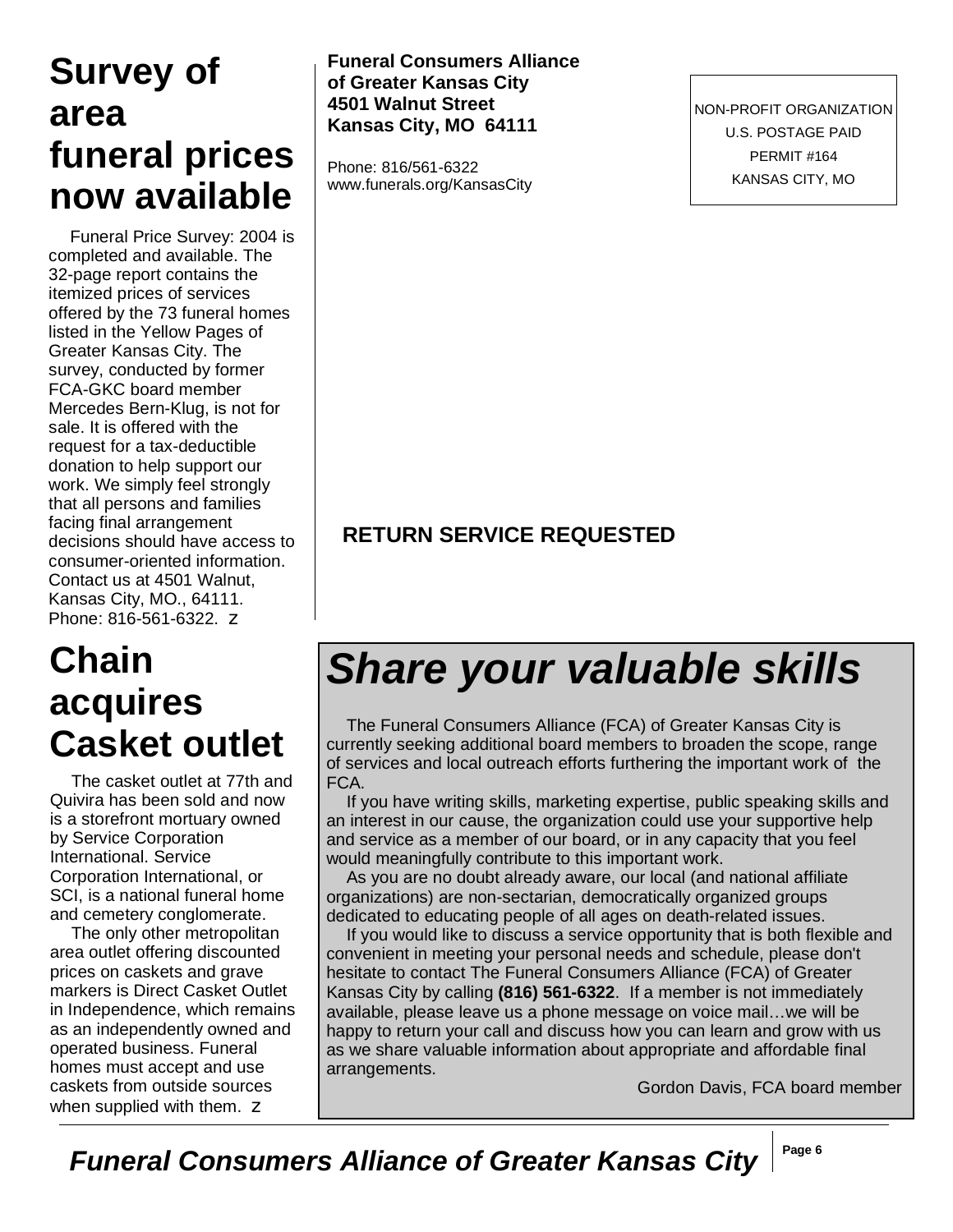# Survey of area funeral prices now available

Funeral Price Survey: 2004 is completed and available. The 32-page report contains the itemized prices of services offered by the 73 funeral homes listed in the Yellow Pages of Greater Kansas City. The survey, conducted by former FCA-GKC board member Mercedes Bern-Klug, is not for sale. It is offered with the request for a tax-deductible donation to help support our work. We simply feel strongly that all persons and families facing final arrangement decisions should have access to consumer-oriented information. Contact us at 4501 Walnut, Kansas City, MO., 64111. Phone: 816-561-6322. z

**Funeral Consumers Alliance of Greater Kansas City**
**4501 Walnut Street**
**Kansas City, MO 64111**

Phone: 816/561-6322
www.funerals.org/KansasCity

NON-PROFIT ORGANIZATION
U.S. POSTAGE PAID
PERMIT #164
KANSAS CITY, MO

**RETURN SERVICE REQUESTED**

# Chain acquires Casket outlet

The casket outlet at 77th and Quivira has been sold and now is a storefront mortuary owned by Service Corporation International. Service Corporation International, or SCI, is a national funeral home and cemetery conglomerate.

The only other metropolitan area outlet offering discounted prices on caskets and grave markers is Direct Casket Outlet in Independence, which remains as an independently owned and operated business. Funeral homes must accept and use caskets from outside sources when supplied with them. z

# *Share your valuable skills*

The Funeral Consumers Alliance (FCA) of Greater Kansas City is currently seeking additional board members to broaden the scope, range of services and local outreach efforts furthering the important work of the FCA.

If you have writing skills, marketing expertise, public speaking skills and an interest in our cause, the organization could use your supportive help and service as a member of our board, or in any capacity that you feel would meaningfully contribute to this important work.

As you are no doubt already aware, our local (and national affiliate organizations) are non-sectarian, democratically organized groups dedicated to educating people of all ages on death-related issues.

If you would like to discuss a service opportunity that is both flexible and convenient in meeting your personal needs and schedule, please don't hesitate to contact The Funeral Consumers Alliance (FCA) of Greater Kansas City by calling **(816) 561-6322**. If a member is not immediately available, please leave us a phone message on voice mail…we will be happy to return your call and discuss how you can learn and grow with us as we share valuable information about appropriate and affordable final arrangements.

Gordon Davis, FCA board member